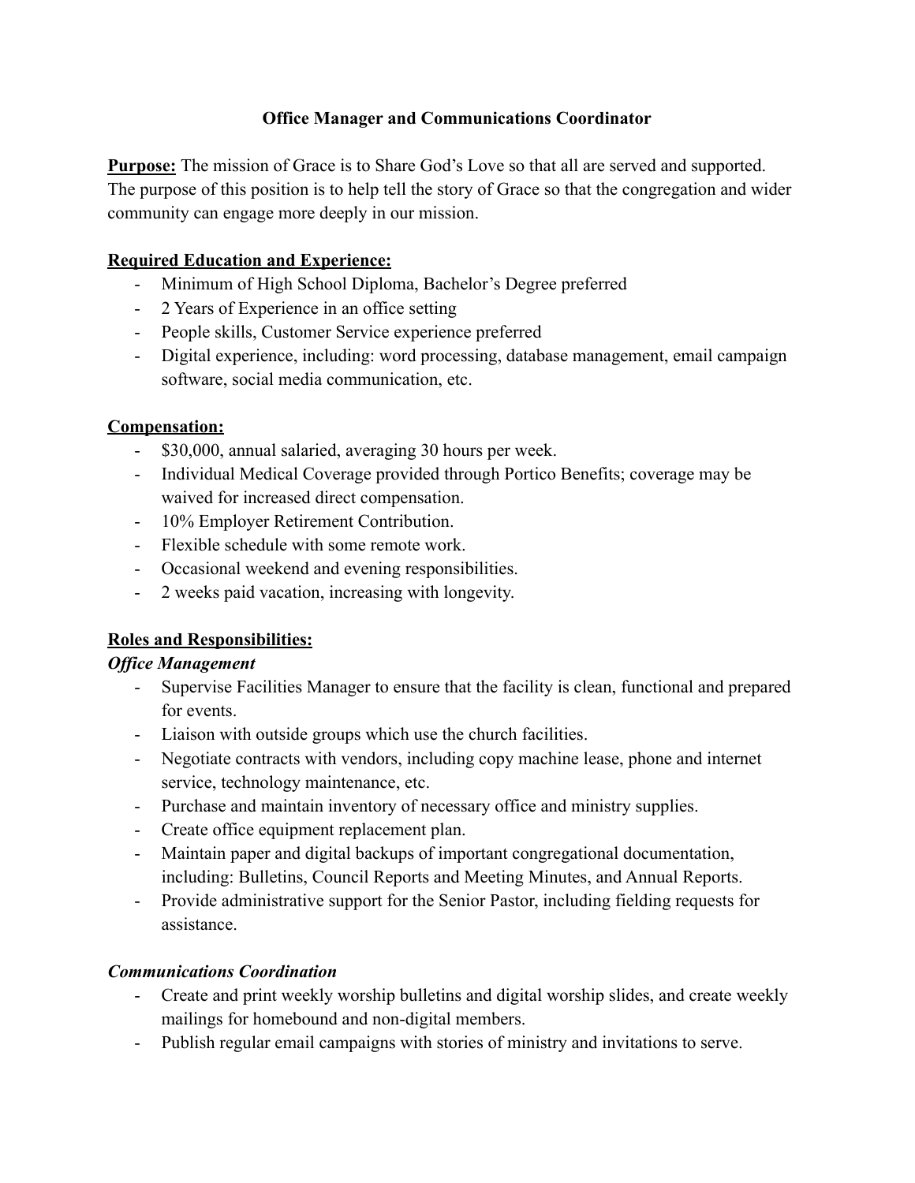# Office Manager and Communications Coordinator

**Purpose:** The mission of Grace is to Share God's Love so that all are served and supported. The purpose of this position is to help tell the story of Grace so that the congregation and wider community can engage more deeply in our mission.

## Required Education and Experience:

- Minimum of High School Diploma, Bachelor's Degree preferred
- 2 Years of Experience in an office setting
- People skills, Customer Service experience preferred
- Digital experience, including: word processing, database management, email campaign software, social media communication, etc.

## Compensation:

- $30,000, annual salaried, averaging 30 hours per week.
- Individual Medical Coverage provided through Portico Benefits; coverage may be waived for increased direct compensation.
- 10% Employer Retirement Contribution.
- Flexible schedule with some remote work.
- Occasional weekend and evening responsibilities.
- 2 weeks paid vacation, increasing with longevity.

## Roles and Responsibilities:

### *Office Management*

- Supervise Facilities Manager to ensure that the facility is clean, functional and prepared for events.
- Liaison with outside groups which use the church facilities.
- Negotiate contracts with vendors, including copy machine lease, phone and internet service, technology maintenance, etc.
- Purchase and maintain inventory of necessary office and ministry supplies.
- Create office equipment replacement plan.
- Maintain paper and digital backups of important congregational documentation, including: Bulletins, Council Reports and Meeting Minutes, and Annual Reports.
- Provide administrative support for the Senior Pastor, including fielding requests for assistance.

### *Communications Coordination*

- Create and print weekly worship bulletins and digital worship slides, and create weekly mailings for homebound and non-digital members.
- Publish regular email campaigns with stories of ministry and invitations to serve.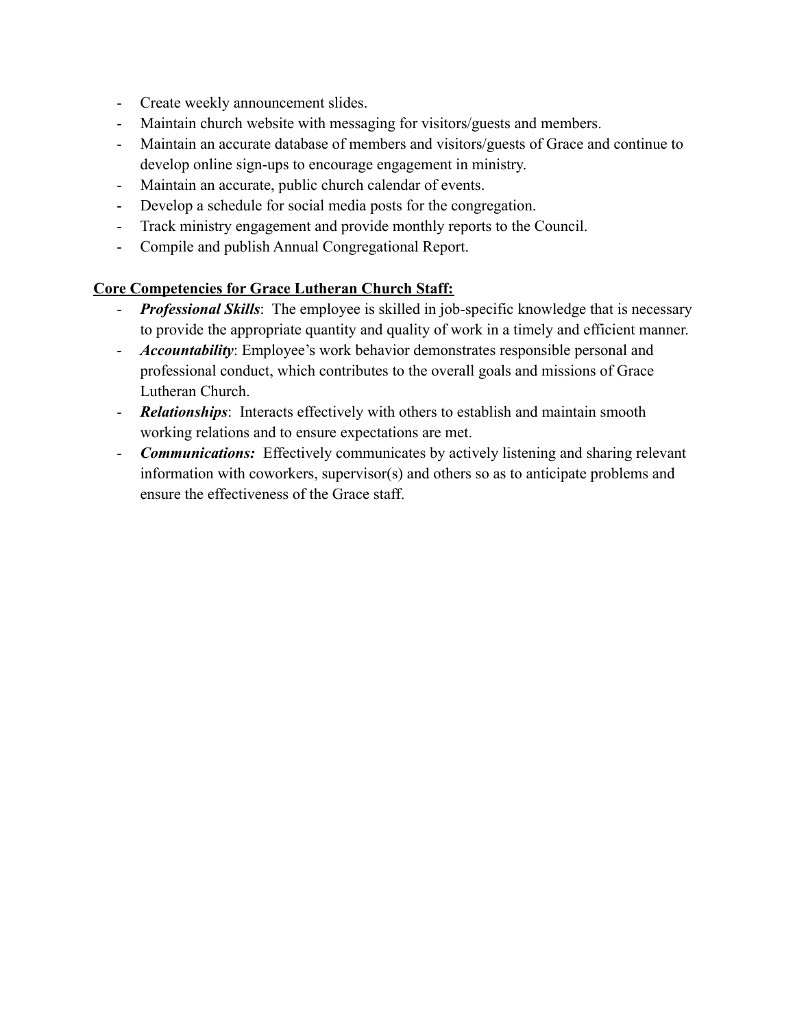- Create weekly announcement slides.
- Maintain church website with messaging for visitors/guests and members.
- Maintain an accurate database of members and visitors/guests of Grace and continue to develop online sign-ups to encourage engagement in ministry.
- Maintain an accurate, public church calendar of events.
- Develop a schedule for social media posts for the congregation.
- Track ministry engagement and provide monthly reports to the Council.
- Compile and publish Annual Congregational Report.

**Core Competencies for Grace Lutheran Church Staff:**

- ***Professional Skills***: The employee is skilled in job-specific knowledge that is necessary to provide the appropriate quantity and quality of work in a timely and efficient manner.
- ***Accountability***: Employee's work behavior demonstrates responsible personal and professional conduct, which contributes to the overall goals and missions of Grace Lutheran Church.
- ***Relationships***: Interacts effectively with others to establish and maintain smooth working relations and to ensure expectations are met.
- ***Communications:*** Effectively communicates by actively listening and sharing relevant information with coworkers, supervisor(s) and others so as to anticipate problems and ensure the effectiveness of the Grace staff.